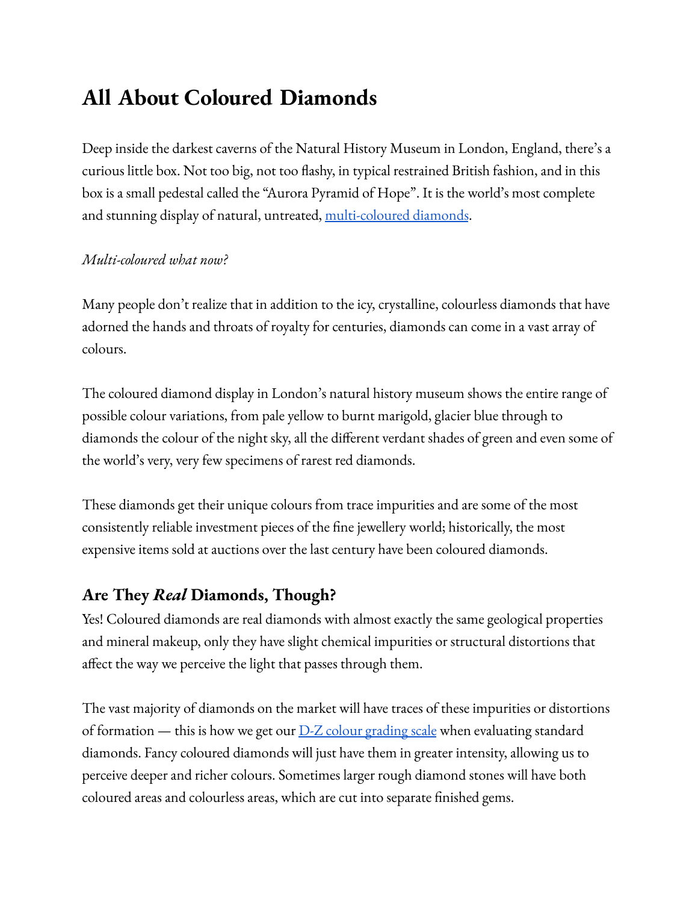# All About Coloured Diamonds

Deep inside the darkest caverns of the Natural History Museum in London, England, there's a curious little box. Not too big, not too flashy, in typical restrained British fashion, and in this box is a small pedestal called the "Aurora Pyramid of Hope". It is the world's most complete and stunning display of natural, untreated, multi-coloured diamonds.

*Multi-coloured what now?*

Many people don't realize that in addition to the icy, crystalline, colourless diamonds that have adorned the hands and throats of royalty for centuries, diamonds can come in a vast array of colours.

The coloured diamond display in London's natural history museum shows the entire range of possible colour variations, from pale yellow to burnt marigold, glacier blue through to diamonds the colour of the night sky, all the different verdant shades of green and even some of the world's very, very few specimens of rarest red diamonds.

These diamonds get their unique colours from trace impurities and are some of the most consistently reliable investment pieces of the fine jewellery world; historically, the most expensive items sold at auctions over the last century have been coloured diamonds.

## Are They *Real* Diamonds, Though?

Yes! Coloured diamonds are real diamonds with almost exactly the same geological properties and mineral makeup, only they have slight chemical impurities or structural distortions that affect the way we perceive the light that passes through them.

The vast majority of diamonds on the market will have traces of these impurities or distortions of formation — this is how we get our D-Z colour grading scale when evaluating standard diamonds. Fancy coloured diamonds will just have them in greater intensity, allowing us to perceive deeper and richer colours. Sometimes larger rough diamond stones will have both coloured areas and colourless areas, which are cut into separate finished gems.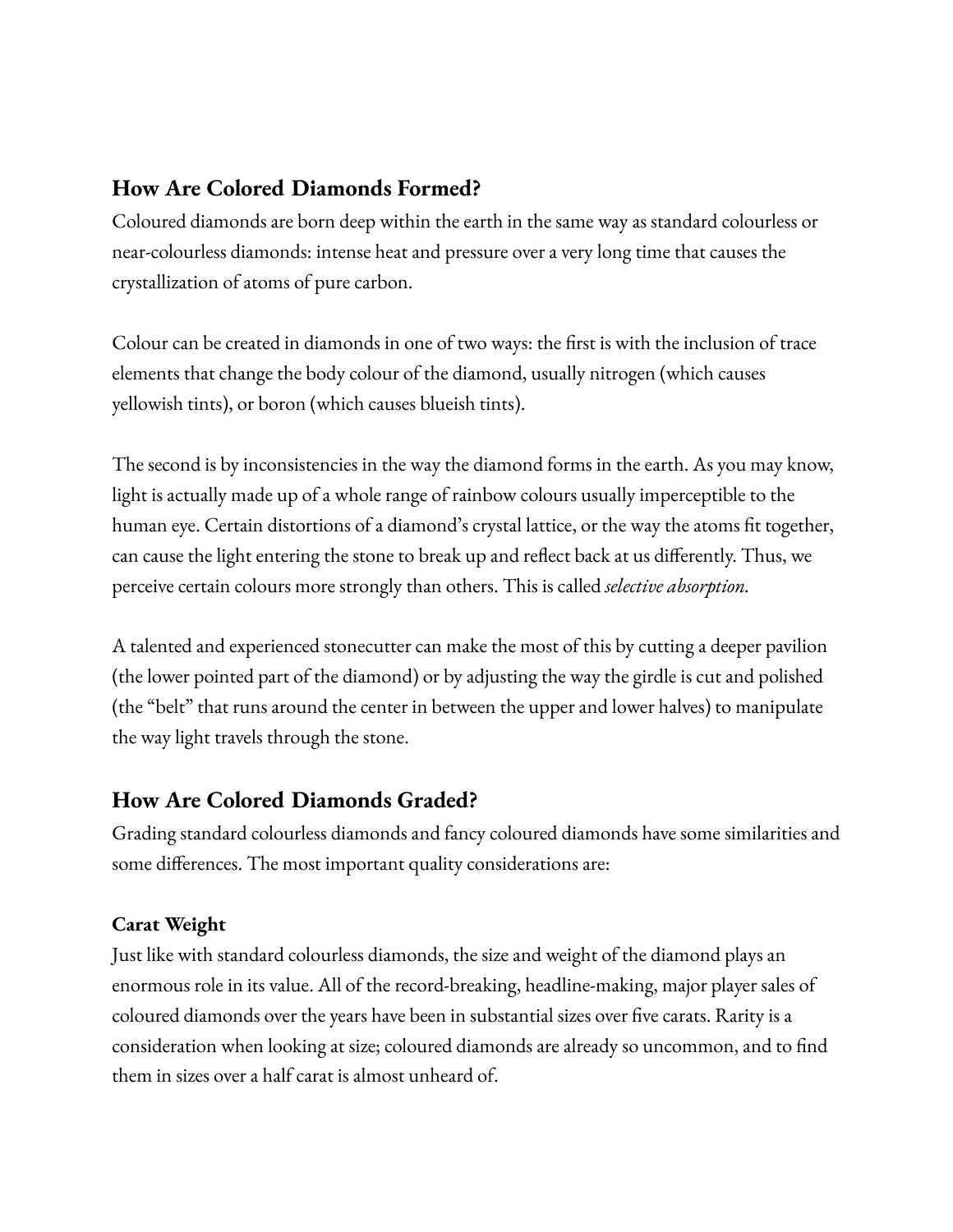## How Are Colored Diamonds Formed?

Coloured diamonds are born deep within the earth in the same way as standard colourless or near-colourless diamonds: intense heat and pressure over a very long time that causes the crystallization of atoms of pure carbon.

Colour can be created in diamonds in one of two ways: the first is with the inclusion of trace elements that change the body colour of the diamond, usually nitrogen (which causes yellowish tints), or boron (which causes blueish tints).

The second is by inconsistencies in the way the diamond forms in the earth. As you may know, light is actually made up of a whole range of rainbow colours usually imperceptible to the human eye. Certain distortions of a diamond's crystal lattice, or the way the atoms fit together, can cause the light entering the stone to break up and reflect back at us differently. Thus, we perceive certain colours more strongly than others. This is called *selective absorption*.

A talented and experienced stonecutter can make the most of this by cutting a deeper pavilion (the lower pointed part of the diamond) or by adjusting the way the girdle is cut and polished (the "belt" that runs around the center in between the upper and lower halves) to manipulate the way light travels through the stone.

## How Are Colored Diamonds Graded?

Grading standard colourless diamonds and fancy coloured diamonds have some similarities and some differences. The most important quality considerations are:

### Carat Weight

Just like with standard colourless diamonds, the size and weight of the diamond plays an enormous role in its value. All of the record-breaking, headline-making, major player sales of coloured diamonds over the years have been in substantial sizes over five carats. Rarity is a consideration when looking at size; coloured diamonds are already so uncommon, and to find them in sizes over a half carat is almost unheard of.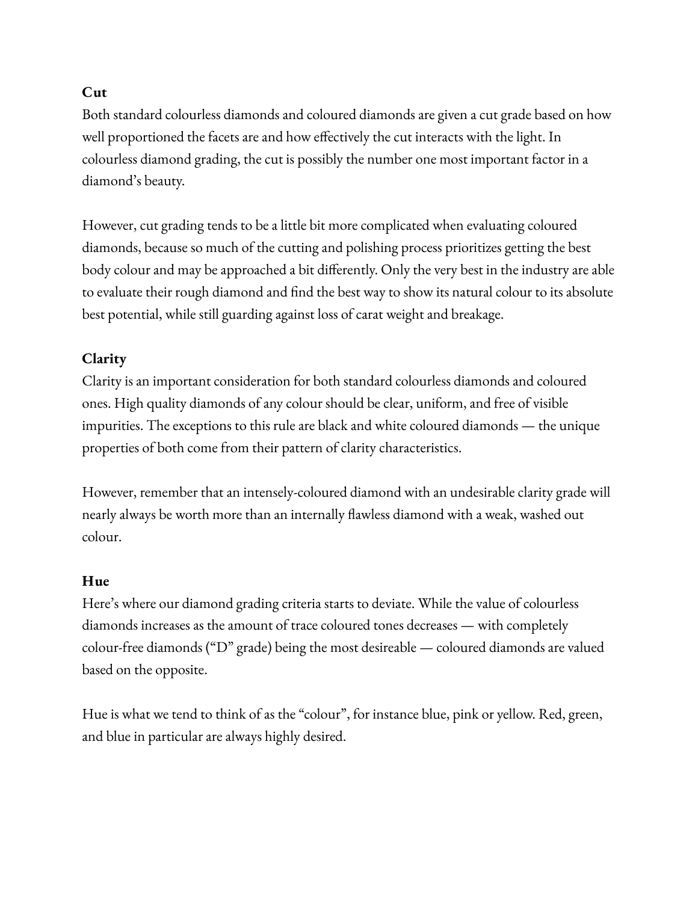### Cut

Both standard colourless diamonds and coloured diamonds are given a cut grade based on how well proportioned the facets are and how effectively the cut interacts with the light. In colourless diamond grading, the cut is possibly the number one most important factor in a diamond's beauty.

However, cut grading tends to be a little bit more complicated when evaluating coloured diamonds, because so much of the cutting and polishing process prioritizes getting the best body colour and may be approached a bit differently. Only the very best in the industry are able to evaluate their rough diamond and find the best way to show its natural colour to its absolute best potential, while still guarding against loss of carat weight and breakage.

### Clarity

Clarity is an important consideration for both standard colourless diamonds and coloured ones. High quality diamonds of any colour should be clear, uniform, and free of visible impurities. The exceptions to this rule are black and white coloured diamonds — the unique properties of both come from their pattern of clarity characteristics.

However, remember that an intensely-coloured diamond with an undesirable clarity grade will nearly always be worth more than an internally flawless diamond with a weak, washed out colour.

### Hue

Here's where our diamond grading criteria starts to deviate. While the value of colourless diamonds increases as the amount of trace coloured tones decreases — with completely colour-free diamonds ("D" grade) being the most desireable — coloured diamonds are valued based on the opposite.

Hue is what we tend to think of as the "colour", for instance blue, pink or yellow. Red, green, and blue in particular are always highly desired.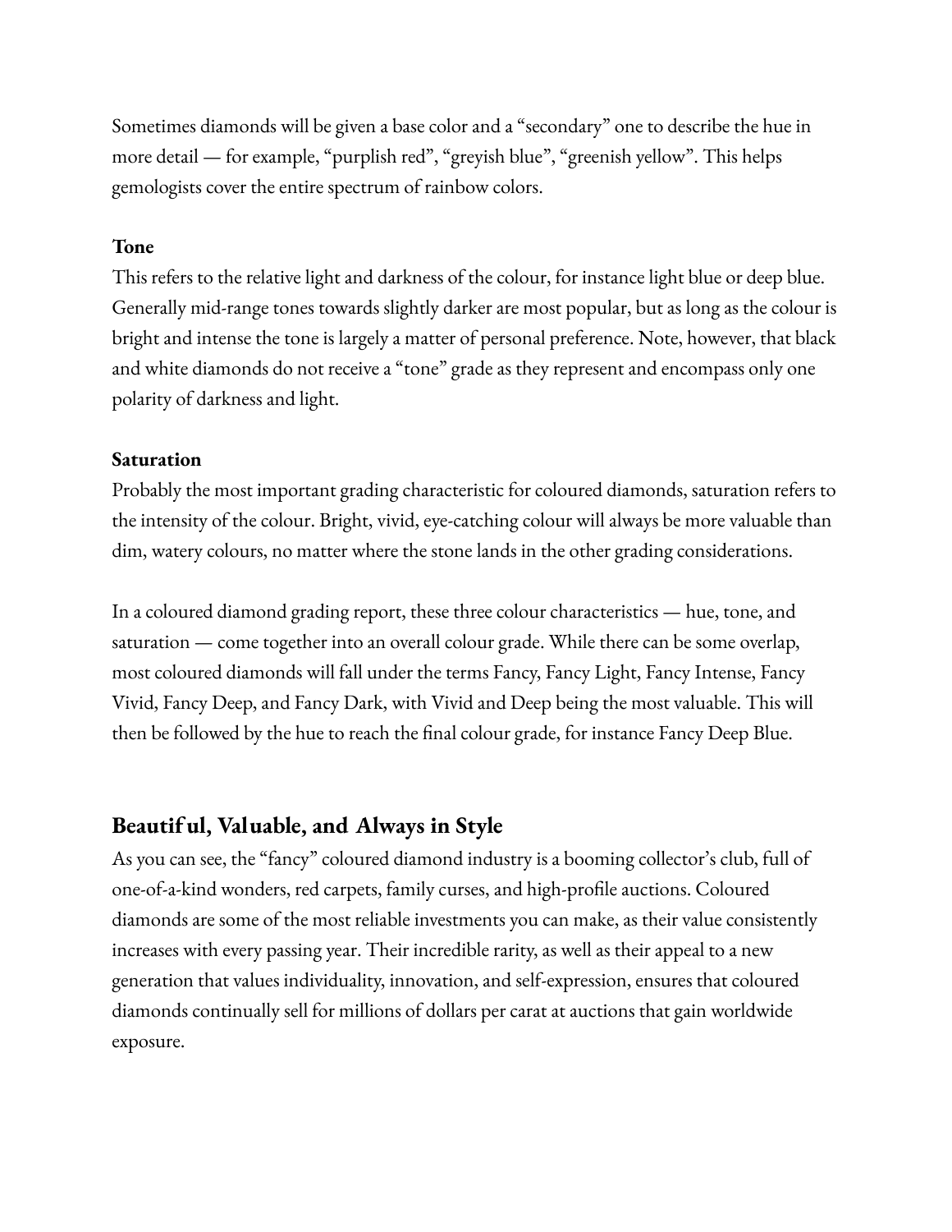Sometimes diamonds will be given a base color and a "secondary" one to describe the hue in more detail — for example, "purplish red", "greyish blue", "greenish yellow". This helps gemologists cover the entire spectrum of rainbow colors.

**Tone**

This refers to the relative light and darkness of the colour, for instance light blue or deep blue. Generally mid-range tones towards slightly darker are most popular, but as long as the colour is bright and intense the tone is largely a matter of personal preference. Note, however, that black and white diamonds do not receive a "tone" grade as they represent and encompass only one polarity of darkness and light.

**Saturation**

Probably the most important grading characteristic for coloured diamonds, saturation refers to the intensity of the colour. Bright, vivid, eye-catching colour will always be more valuable than dim, watery colours, no matter where the stone lands in the other grading considerations.

In a coloured diamond grading report, these three colour characteristics — hue, tone, and saturation — come together into an overall colour grade. While there can be some overlap, most coloured diamonds will fall under the terms Fancy, Fancy Light, Fancy Intense, Fancy Vivid, Fancy Deep, and Fancy Dark, with Vivid and Deep being the most valuable. This will then be followed by the hue to reach the final colour grade, for instance Fancy Deep Blue.

## Beautiful, Valuable, and Always in Style

As you can see, the "fancy" coloured diamond industry is a booming collector's club, full of one-of-a-kind wonders, red carpets, family curses, and high-profile auctions. Coloured diamonds are some of the most reliable investments you can make, as their value consistently increases with every passing year. Their incredible rarity, as well as their appeal to a new generation that values individuality, innovation, and self-expression, ensures that coloured diamonds continually sell for millions of dollars per carat at auctions that gain worldwide exposure.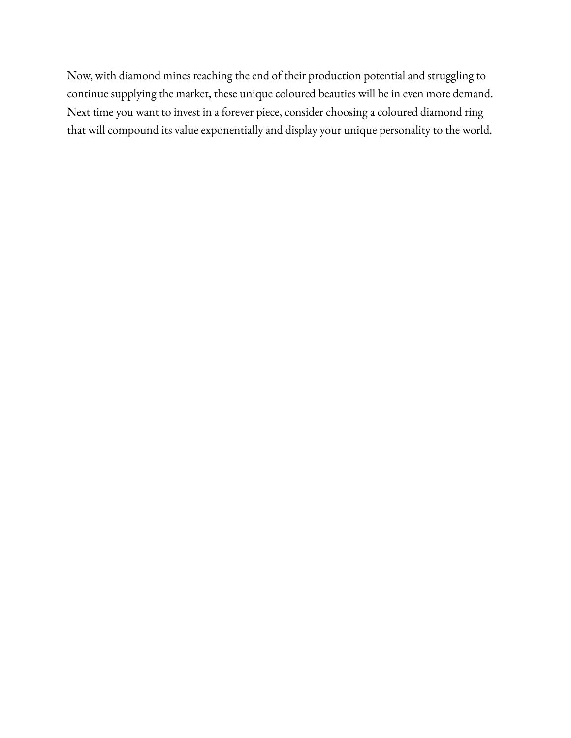Now, with diamond mines reaching the end of their production potential and struggling to continue supplying the market, these unique coloured beauties will be in even more demand. Next time you want to invest in a forever piece, consider choosing a coloured diamond ring that will compound its value exponentially and display your unique personality to the world.